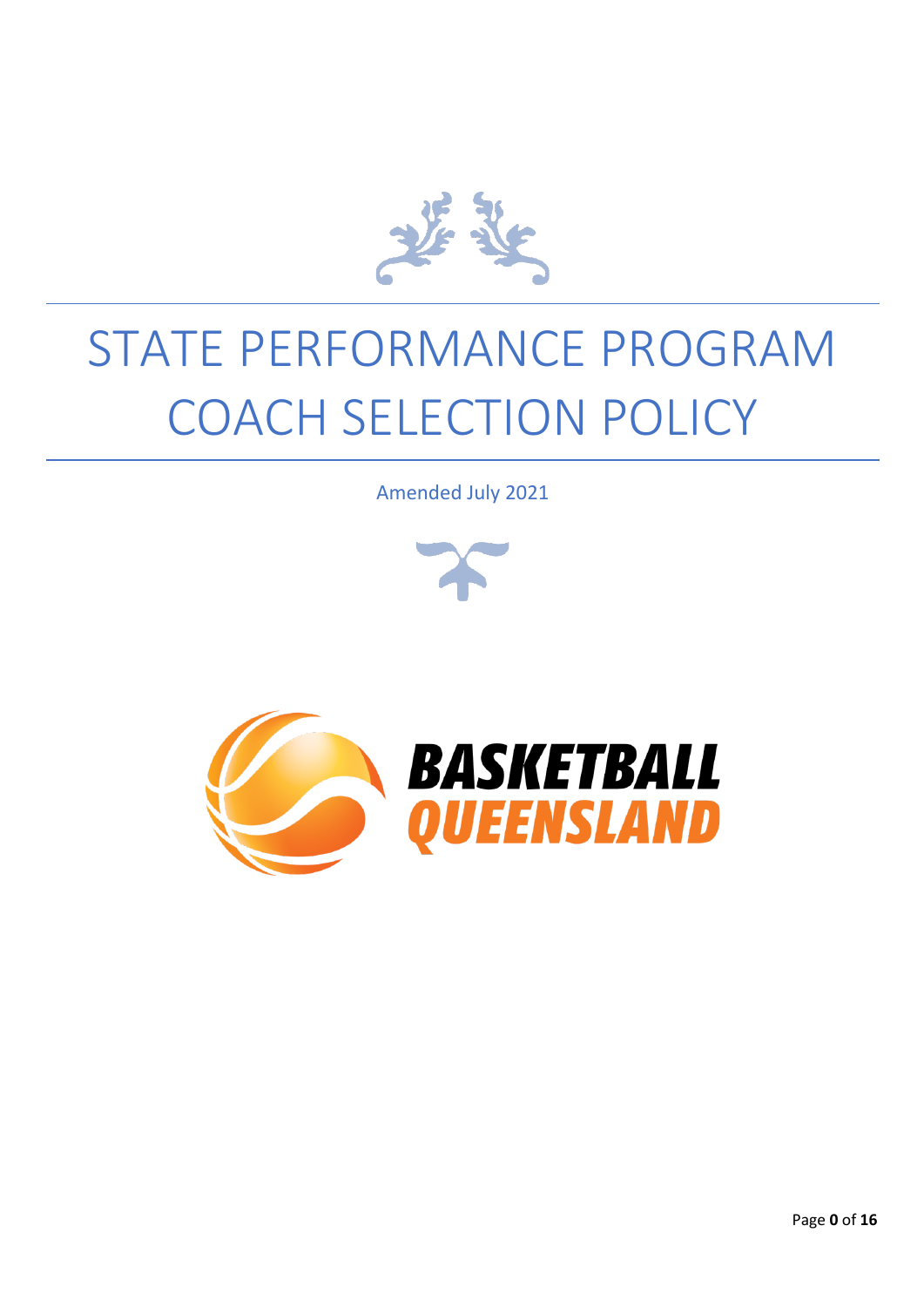# STATE PERFORMANCE PROGRAM COACH SELECTION POLICY

Amended July 2021

BASKETBALL QUEENSLAND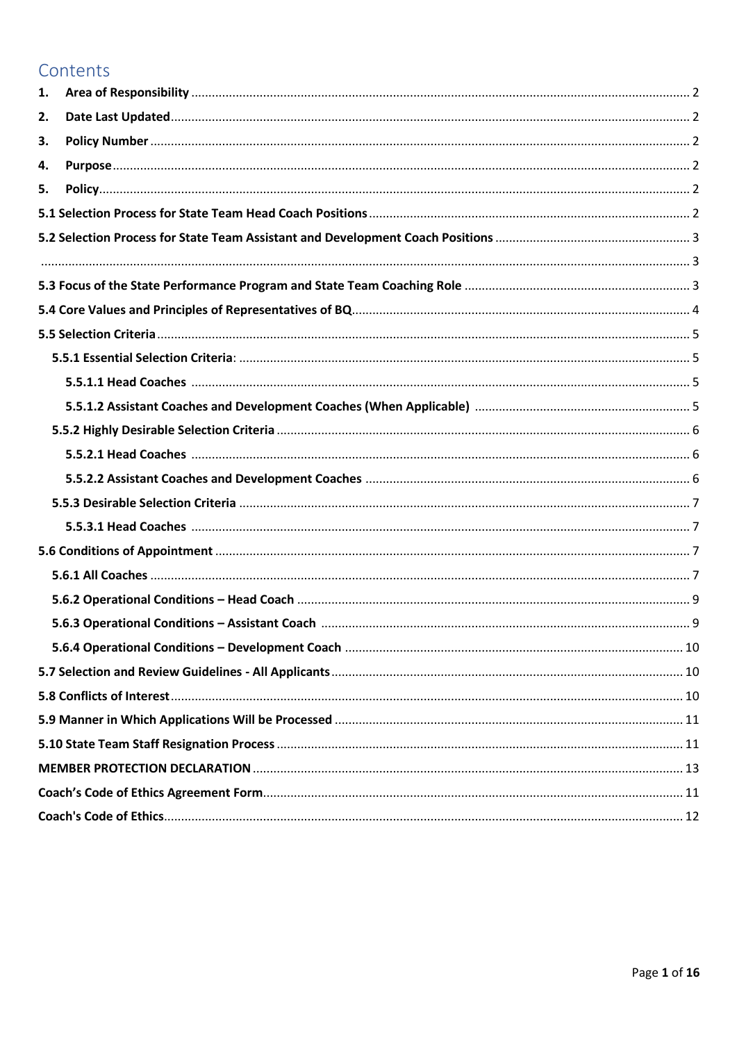# Contents

1. **Area of Responsibility** ........ 2
2. **Date Last Updated** ........ 2
3. **Policy Number** ........ 2
4. **Purpose** ........ 2
5. **Policy** ........ 2

**5.1 Selection Process for State Team Head Coach Positions** ........ 2

**5.2 Selection Process for State Team Assistant and Development Coach Positions** ........ 3

........ 3

**5.3 Focus of the State Performance Program and State Team Coaching Role** ........ 3

**5.4 Core Values and Principles of Representatives of BQ** ........ 4

**5.5 Selection Criteria** ........ 5

- **5.5.1 Essential Selection Criteria**: ........ 5
  - **5.5.1.1 Head Coaches** ........ 5
  - **5.5.1.2 Assistant Coaches and Development Coaches (When Applicable)** ........ 5
- **5.5.2 Highly Desirable Selection Criteria** ........ 6
  - **5.5.2.1 Head Coaches** ........ 6
  - **5.5.2.2 Assistant Coaches and Development Coaches** ........ 6
- **5.5.3 Desirable Selection Criteria** ........ 7
  - **5.5.3.1 Head Coaches** ........ 7

**5.6 Conditions of Appointment** ........ 7

- **5.6.1 All Coaches** ........ 7
- **5.6.2 Operational Conditions – Head Coach** ........ 9
- **5.6.3 Operational Conditions – Assistant Coach** ........ 9
- **5.6.4 Operational Conditions – Development Coach** ........ 10

**5.7 Selection and Review Guidelines - All Applicants** ........ 10

**5.8 Conflicts of Interest** ........ 10

**5.9 Manner in Which Applications Will be Processed** ........ 11

**5.10 State Team Staff Resignation Process** ........ 11

**MEMBER PROTECTION DECLARATION** ........ 13

**Coach's Code of Ethics Agreement Form** ........ 11

**Coach's Code of Ethics** ........ 12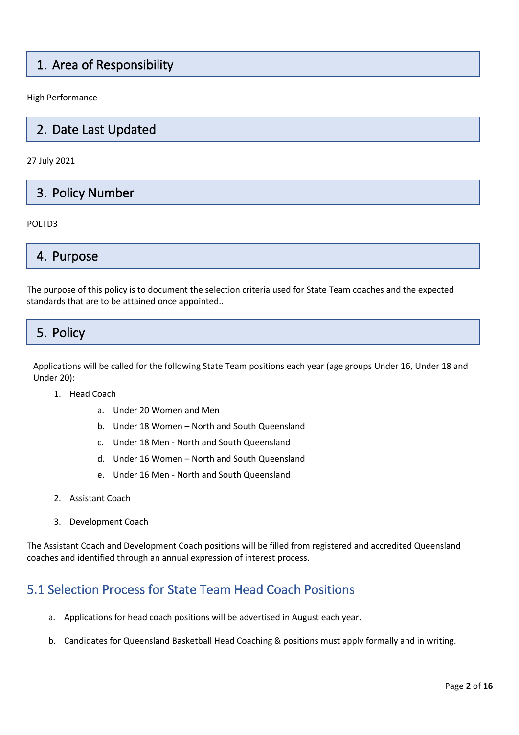## 1. Area of Responsibility

High Performance

## 2. Date Last Updated

27 July 2021

## 3. Policy Number

POLTD3

## 4. Purpose

The purpose of this policy is to document the selection criteria used for State Team coaches and the expected standards that are to be attained once appointed..

## 5. Policy

Applications will be called for the following State Team positions each year (age groups Under 16, Under 18 and Under 20):

1. Head Coach
    a. Under 20 Women and Men
    b. Under 18 Women – North and South Queensland
    c. Under 18 Men - North and South Queensland
    d. Under 16 Women – North and South Queensland
    e. Under 16 Men - North and South Queensland
2. Assistant Coach
3. Development Coach

The Assistant Coach and Development Coach positions will be filled from registered and accredited Queensland coaches and identified through an annual expression of interest process.

### 5.1 Selection Process for State Team Head Coach Positions

a. Applications for head coach positions will be advertised in August each year.

b. Candidates for Queensland Basketball Head Coaching & positions must apply formally and in writing.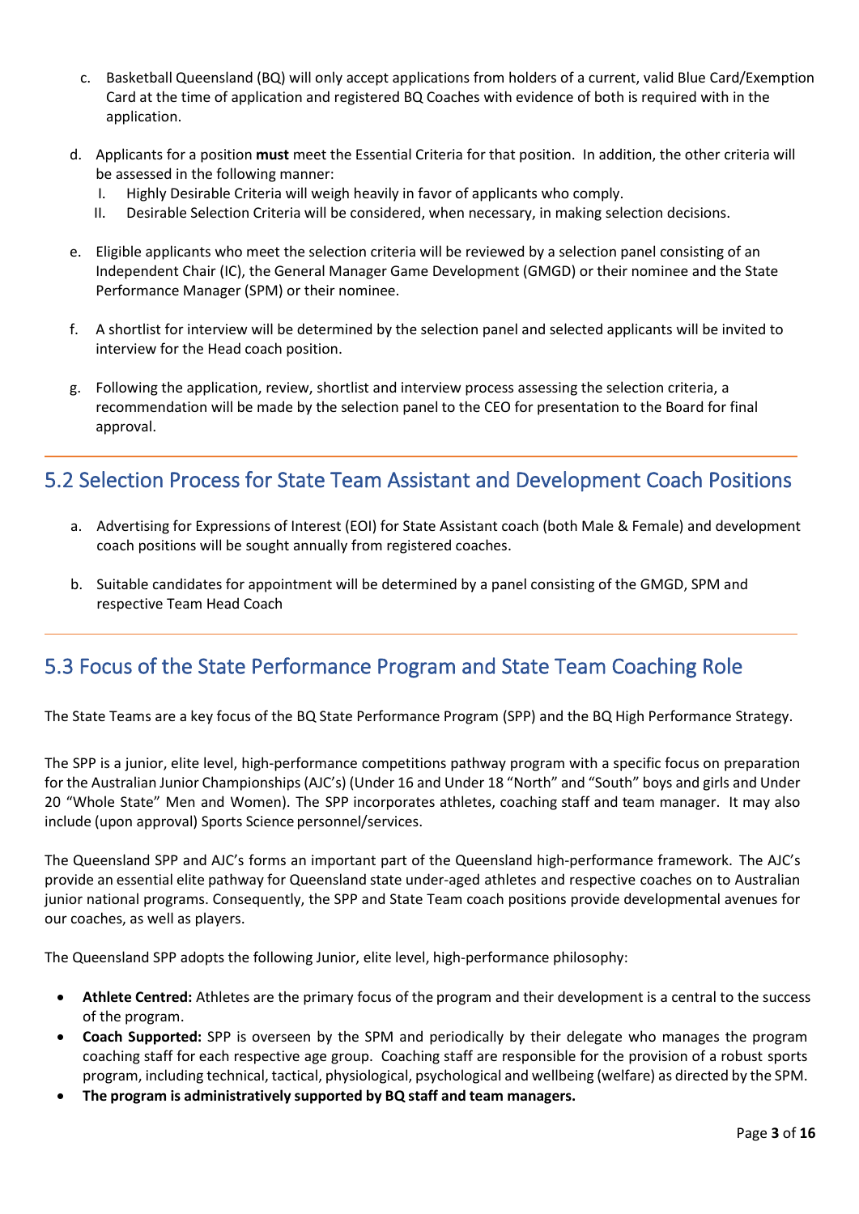c. Basketball Queensland (BQ) will only accept applications from holders of a current, valid Blue Card/Exemption Card at the time of application and registered BQ Coaches with evidence of both is required with in the application.

d. Applicants for a position **must** meet the Essential Criteria for that position. In addition, the other criteria will be assessed in the following manner:
   I. Highly Desirable Criteria will weigh heavily in favor of applicants who comply.
   II. Desirable Selection Criteria will be considered, when necessary, in making selection decisions.

e. Eligible applicants who meet the selection criteria will be reviewed by a selection panel consisting of an Independent Chair (IC), the General Manager Game Development (GMGD) or their nominee and the State Performance Manager (SPM) or their nominee.

f. A shortlist for interview will be determined by the selection panel and selected applicants will be invited to interview for the Head coach position.

g. Following the application, review, shortlist and interview process assessing the selection criteria, a recommendation will be made by the selection panel to the CEO for presentation to the Board for final approval.

## 5.2 Selection Process for State Team Assistant and Development Coach Positions

a. Advertising for Expressions of Interest (EOI) for State Assistant coach (both Male & Female) and development coach positions will be sought annually from registered coaches.

b. Suitable candidates for appointment will be determined by a panel consisting of the GMGD, SPM and respective Team Head Coach

## 5.3 Focus of the State Performance Program and State Team Coaching Role

The State Teams are a key focus of the BQ State Performance Program (SPP) and the BQ High Performance Strategy.

The SPP is a junior, elite level, high-performance competitions pathway program with a specific focus on preparation for the Australian Junior Championships (AJC's) (Under 16 and Under 18 "North" and "South" boys and girls and Under 20 "Whole State" Men and Women). The SPP incorporates athletes, coaching staff and team manager. It may also include (upon approval) Sports Science personnel/services.

The Queensland SPP and AJC's forms an important part of the Queensland high-performance framework. The AJC's provide an essential elite pathway for Queensland state under-aged athletes and respective coaches on to Australian junior national programs. Consequently, the SPP and State Team coach positions provide developmental avenues for our coaches, as well as players.

The Queensland SPP adopts the following Junior, elite level, high-performance philosophy:

- **Athlete Centred:** Athletes are the primary focus of the program and their development is a central to the success of the program.
- **Coach Supported:** SPP is overseen by the SPM and periodically by their delegate who manages the program coaching staff for each respective age group. Coaching staff are responsible for the provision of a robust sports program, including technical, tactical, physiological, psychological and wellbeing (welfare) as directed by the SPM.
- **The program is administratively supported by BQ staff and team managers.**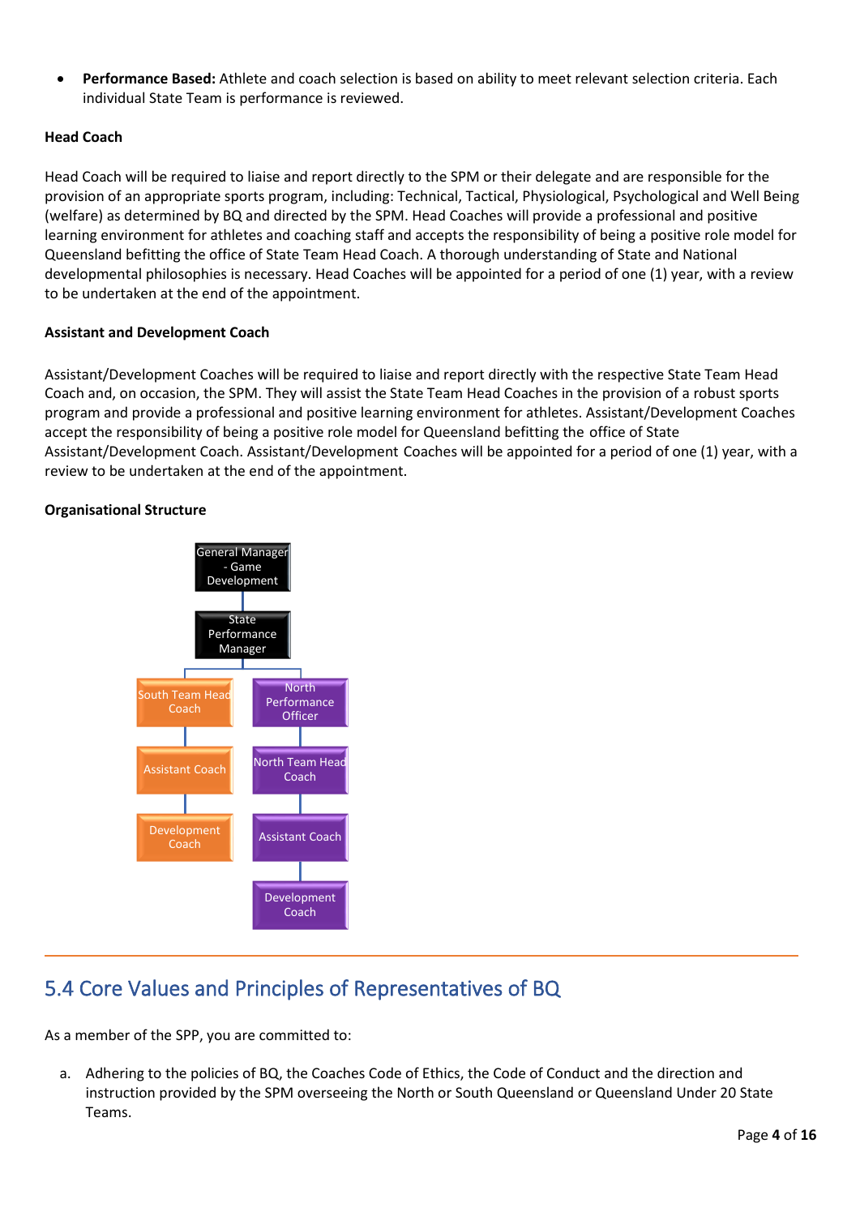- **Performance Based:** Athlete and coach selection is based on ability to meet relevant selection criteria. Each individual State Team is performance is reviewed.

**Head Coach**

Head Coach will be required to liaise and report directly to the SPM or their delegate and are responsible for the provision of an appropriate sports program, including: Technical, Tactical, Physiological, Psychological and Well Being (welfare) as determined by BQ and directed by the SPM. Head Coaches will provide a professional and positive learning environment for athletes and coaching staff and accepts the responsibility of being a positive role model for Queensland befitting the office of State Team Head Coach. A thorough understanding of State and National developmental philosophies is necessary. Head Coaches will be appointed for a period of one (1) year, with a review to be undertaken at the end of the appointment.

**Assistant and Development Coach**

Assistant/Development Coaches will be required to liaise and report directly with the respective State Team Head Coach and, on occasion, the SPM. They will assist the State Team Head Coaches in the provision of a robust sports program and provide a professional and positive learning environment for athletes. Assistant/Development Coaches accept the responsibility of being a positive role model for Queensland befitting the office of State Assistant/Development Coach. Assistant/Development Coaches will be appointed for a period of one (1) year, with a review to be undertaken at the end of the appointment.

**Organisational Structure**

- General Manager - Game Development
  - State Performance Manager
    - South Team Head Coach
      - Assistant Coach
        - Development Coach
    - North Performance Officer
      - North Team Head Coach
        - Assistant Coach
          - Development Coach

## 5.4 Core Values and Principles of Representatives of BQ

As a member of the SPP, you are committed to:

a. Adhering to the policies of BQ, the Coaches Code of Ethics, the Code of Conduct and the direction and instruction provided by the SPM overseeing the North or South Queensland or Queensland Under 20 State Teams.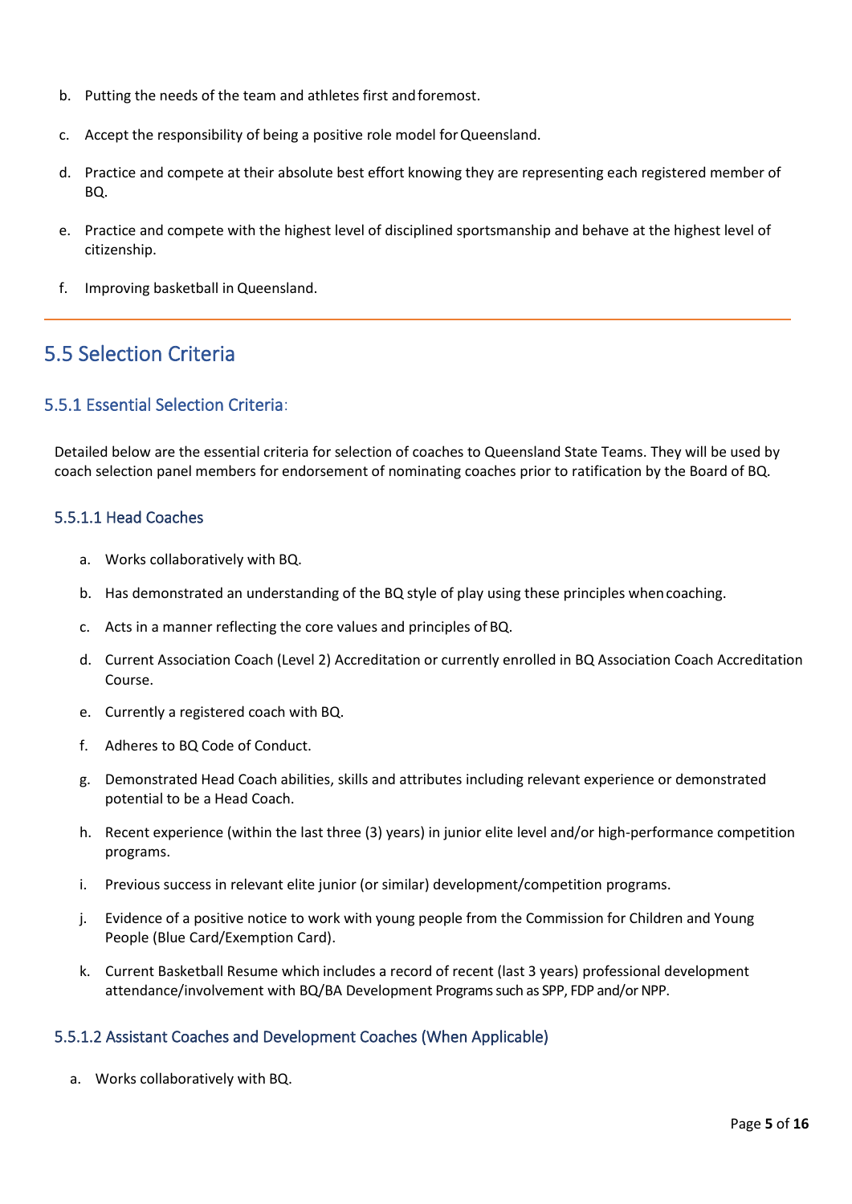b. Putting the needs of the team and athletes first and foremost.

c. Accept the responsibility of being a positive role model for Queensland.

d. Practice and compete at their absolute best effort knowing they are representing each registered member of BQ.

e. Practice and compete with the highest level of disciplined sportsmanship and behave at the highest level of citizenship.

f. Improving basketball in Queensland.

---

## 5.5 Selection Criteria

### 5.5.1 Essential Selection Criteria:

Detailed below are the essential criteria for selection of coaches to Queensland State Teams. They will be used by coach selection panel members for endorsement of nominating coaches prior to ratification by the Board of BQ.

#### 5.5.1.1 Head Coaches

a. Works collaboratively with BQ.

b. Has demonstrated an understanding of the BQ style of play using these principles when coaching.

c. Acts in a manner reflecting the core values and principles of BQ.

d. Current Association Coach (Level 2) Accreditation or currently enrolled in BQ Association Coach Accreditation Course.

e. Currently a registered coach with BQ.

f. Adheres to BQ Code of Conduct.

g. Demonstrated Head Coach abilities, skills and attributes including relevant experience or demonstrated potential to be a Head Coach.

h. Recent experience (within the last three (3) years) in junior elite level and/or high-performance competition programs.

i. Previous success in relevant elite junior (or similar) development/competition programs.

j. Evidence of a positive notice to work with young people from the Commission for Children and Young People (Blue Card/Exemption Card).

k. Current Basketball Resume which includes a record of recent (last 3 years) professional development attendance/involvement with BQ/BA Development Programs such as SPP, FDP and/or NPP.

#### 5.5.1.2 Assistant Coaches and Development Coaches (When Applicable)

a. Works collaboratively with BQ.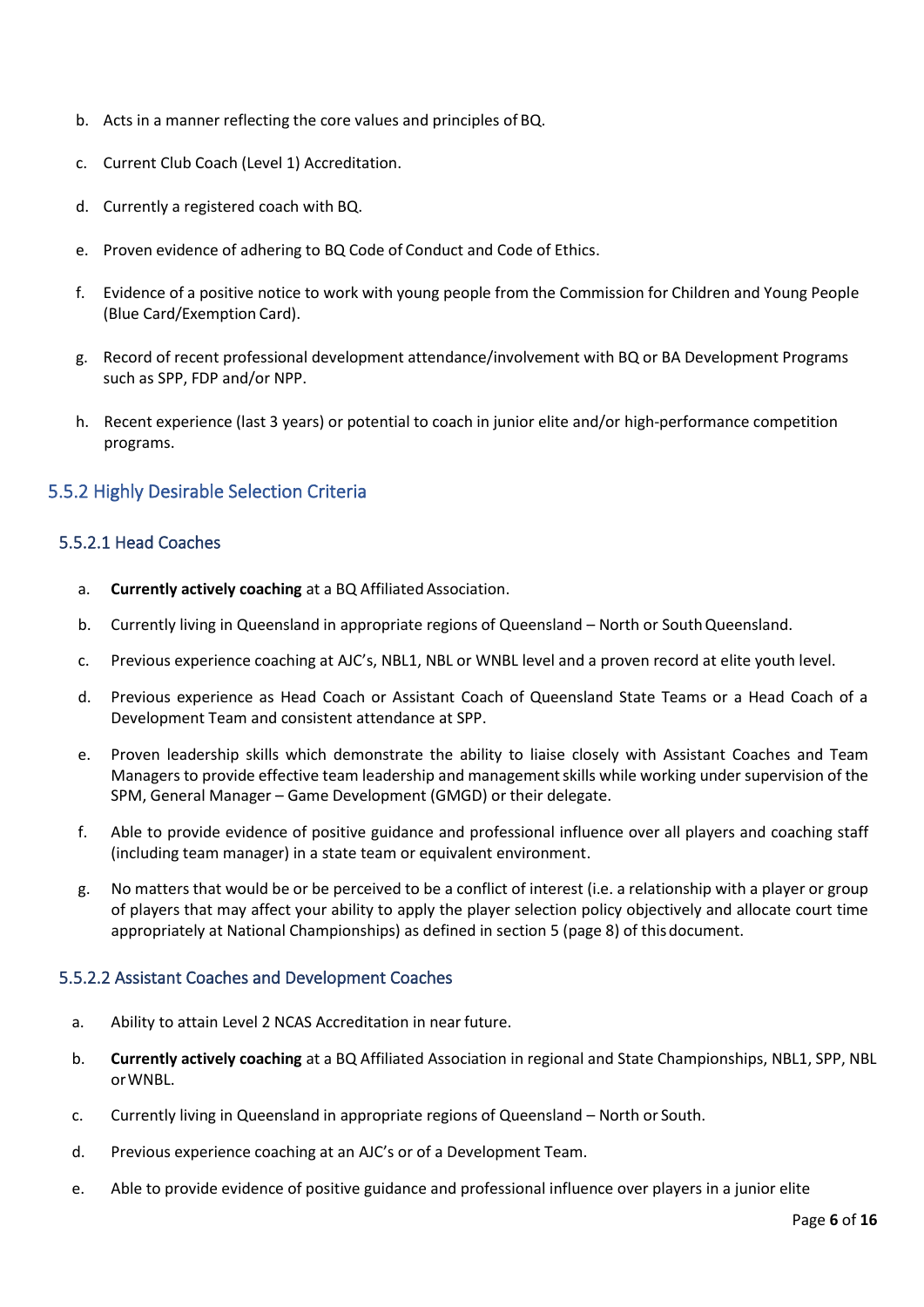b. Acts in a manner reflecting the core values and principles of BQ.

c. Current Club Coach (Level 1) Accreditation.

d. Currently a registered coach with BQ.

e. Proven evidence of adhering to BQ Code of Conduct and Code of Ethics.

f. Evidence of a positive notice to work with young people from the Commission for Children and Young People (Blue Card/Exemption Card).

g. Record of recent professional development attendance/involvement with BQ or BA Development Programs such as SPP, FDP and/or NPP.

h. Recent experience (last 3 years) or potential to coach in junior elite and/or high-performance competition programs.

### 5.5.2 Highly Desirable Selection Criteria

#### 5.5.2.1 Head Coaches

a. **Currently actively coaching** at a BQ Affiliated Association.

b. Currently living in Queensland in appropriate regions of Queensland – North or South Queensland.

c. Previous experience coaching at AJC's, NBL1, NBL or WNBL level and a proven record at elite youth level.

d. Previous experience as Head Coach or Assistant Coach of Queensland State Teams or a Head Coach of a Development Team and consistent attendance at SPP.

e. Proven leadership skills which demonstrate the ability to liaise closely with Assistant Coaches and Team Managers to provide effective team leadership and management skills while working under supervision of the SPM, General Manager – Game Development (GMGD) or their delegate.

f. Able to provide evidence of positive guidance and professional influence over all players and coaching staff (including team manager) in a state team or equivalent environment.

g. No matters that would be or be perceived to be a conflict of interest (i.e. a relationship with a player or group of players that may affect your ability to apply the player selection policy objectively and allocate court time appropriately at National Championships) as defined in section 5 (page 8) of this document.

#### 5.5.2.2 Assistant Coaches and Development Coaches

a. Ability to attain Level 2 NCAS Accreditation in near future.

b. **Currently actively coaching** at a BQ Affiliated Association in regional and State Championships, NBL1, SPP, NBL or WNBL.

c. Currently living in Queensland in appropriate regions of Queensland – North or South.

d. Previous experience coaching at an AJC's or of a Development Team.

e. Able to provide evidence of positive guidance and professional influence over players in a junior elite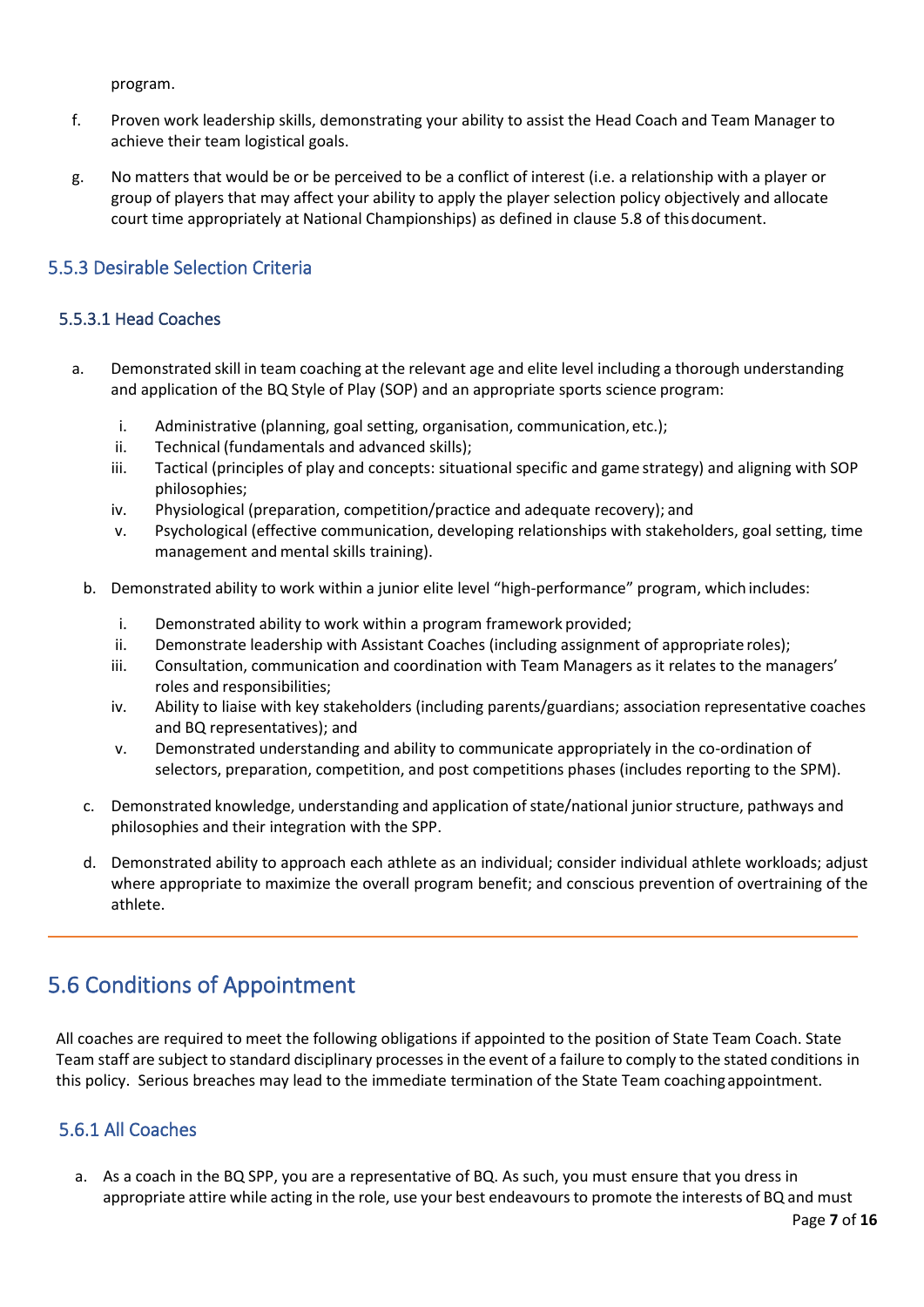program.

f. Proven work leadership skills, demonstrating your ability to assist the Head Coach and Team Manager to achieve their team logistical goals.

g. No matters that would be or be perceived to be a conflict of interest (i.e. a relationship with a player or group of players that may affect your ability to apply the player selection policy objectively and allocate court time appropriately at National Championships) as defined in clause 5.8 of this document.

### 5.5.3 Desirable Selection Criteria

#### 5.5.3.1 Head Coaches

a. Demonstrated skill in team coaching at the relevant age and elite level including a thorough understanding and application of the BQ Style of Play (SOP) and an appropriate sports science program:

   i. Administrative (planning, goal setting, organisation, communication, etc.);
   ii. Technical (fundamentals and advanced skills);
   iii. Tactical (principles of play and concepts: situational specific and game strategy) and aligning with SOP philosophies;
   iv. Physiological (preparation, competition/practice and adequate recovery); and
   v. Psychological (effective communication, developing relationships with stakeholders, goal setting, time management and mental skills training).

b. Demonstrated ability to work within a junior elite level "high-performance" program, which includes:

   i. Demonstrated ability to work within a program framework provided;
   ii. Demonstrate leadership with Assistant Coaches (including assignment of appropriate roles);
   iii. Consultation, communication and coordination with Team Managers as it relates to the managers' roles and responsibilities;
   iv. Ability to liaise with key stakeholders (including parents/guardians; association representative coaches and BQ representatives); and
   v. Demonstrated understanding and ability to communicate appropriately in the co-ordination of selectors, preparation, competition, and post competitions phases (includes reporting to the SPM).

c. Demonstrated knowledge, understanding and application of state/national junior structure, pathways and philosophies and their integration with the SPP.

d. Demonstrated ability to approach each athlete as an individual; consider individual athlete workloads; adjust where appropriate to maximize the overall program benefit; and conscious prevention of overtraining of the athlete.

## 5.6 Conditions of Appointment

All coaches are required to meet the following obligations if appointed to the position of State Team Coach. State Team staff are subject to standard disciplinary processes in the event of a failure to comply to the stated conditions in this policy. Serious breaches may lead to the immediate termination of the State Team coaching appointment.

### 5.6.1 All Coaches

a. As a coach in the BQ SPP, you are a representative of BQ. As such, you must ensure that you dress in appropriate attire while acting in the role, use your best endeavours to promote the interests of BQ and must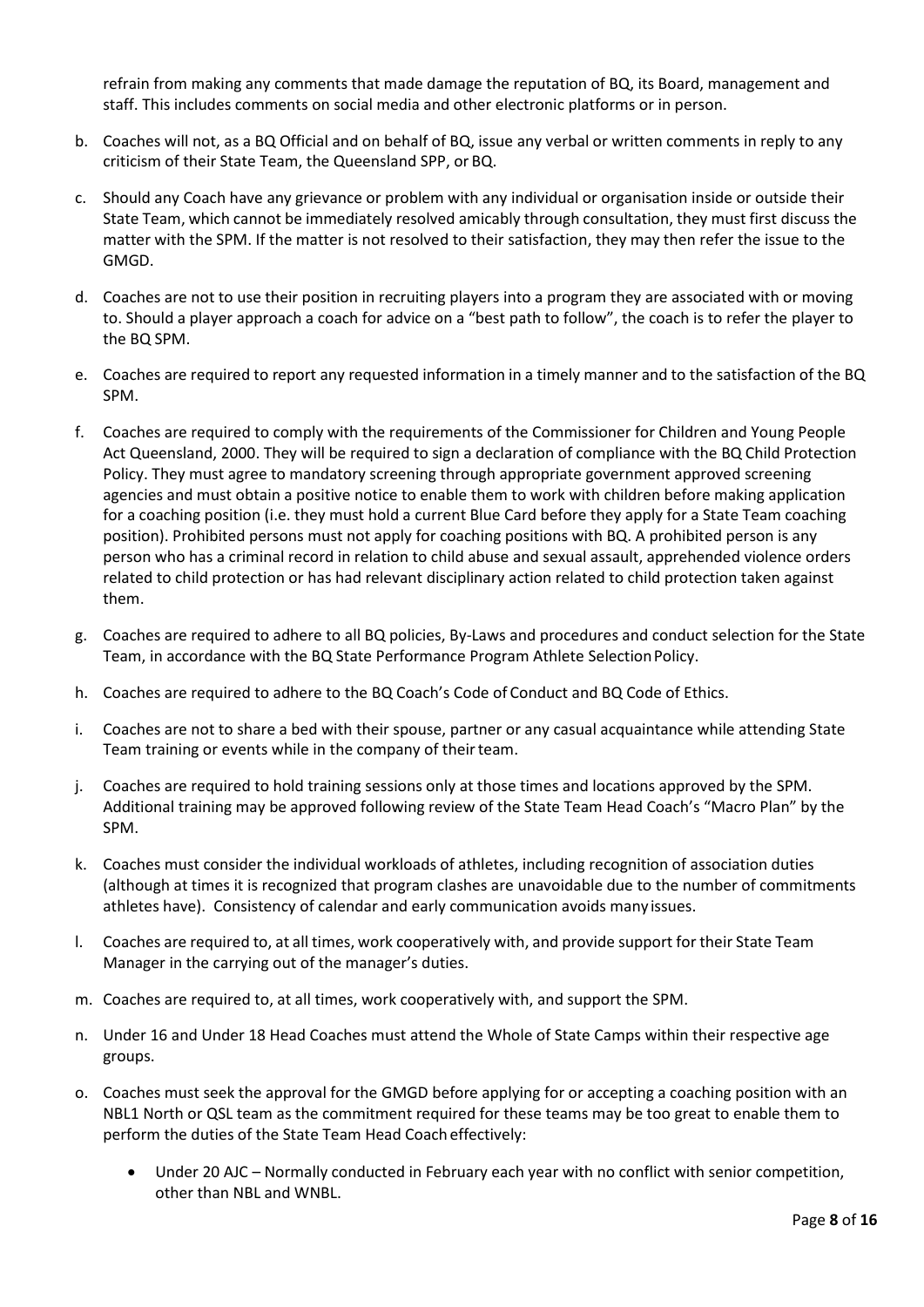refrain from making any comments that made damage the reputation of BQ, its Board, management and staff. This includes comments on social media and other electronic platforms or in person.

b. Coaches will not, as a BQ Official and on behalf of BQ, issue any verbal or written comments in reply to any criticism of their State Team, the Queensland SPP, or BQ.

c. Should any Coach have any grievance or problem with any individual or organisation inside or outside their State Team, which cannot be immediately resolved amicably through consultation, they must first discuss the matter with the SPM. If the matter is not resolved to their satisfaction, they may then refer the issue to the GMGD.

d. Coaches are not to use their position in recruiting players into a program they are associated with or moving to. Should a player approach a coach for advice on a "best path to follow", the coach is to refer the player to the BQ SPM.

e. Coaches are required to report any requested information in a timely manner and to the satisfaction of the BQ SPM.

f. Coaches are required to comply with the requirements of the Commissioner for Children and Young People Act Queensland, 2000. They will be required to sign a declaration of compliance with the BQ Child Protection Policy. They must agree to mandatory screening through appropriate government approved screening agencies and must obtain a positive notice to enable them to work with children before making application for a coaching position (i.e. they must hold a current Blue Card before they apply for a State Team coaching position). Prohibited persons must not apply for coaching positions with BQ. A prohibited person is any person who has a criminal record in relation to child abuse and sexual assault, apprehended violence orders related to child protection or has had relevant disciplinary action related to child protection taken against them.

g. Coaches are required to adhere to all BQ policies, By-Laws and procedures and conduct selection for the State Team, in accordance with the BQ State Performance Program Athlete Selection Policy.

h. Coaches are required to adhere to the BQ Coach's Code of Conduct and BQ Code of Ethics.

i. Coaches are not to share a bed with their spouse, partner or any casual acquaintance while attending State Team training or events while in the company of their team.

j. Coaches are required to hold training sessions only at those times and locations approved by the SPM. Additional training may be approved following review of the State Team Head Coach's "Macro Plan" by the SPM.

k. Coaches must consider the individual workloads of athletes, including recognition of association duties (although at times it is recognized that program clashes are unavoidable due to the number of commitments athletes have). Consistency of calendar and early communication avoids many issues.

l. Coaches are required to, at all times, work cooperatively with, and provide support for their State Team Manager in the carrying out of the manager's duties.

m. Coaches are required to, at all times, work cooperatively with, and support the SPM.

n. Under 16 and Under 18 Head Coaches must attend the Whole of State Camps within their respective age groups.

o. Coaches must seek the approval for the GMGD before applying for or accepting a coaching position with an NBL1 North or QSL team as the commitment required for these teams may be too great to enable them to perform the duties of the State Team Head Coach effectively:

    - Under 20 AJC – Normally conducted in February each year with no conflict with senior competition, other than NBL and WNBL.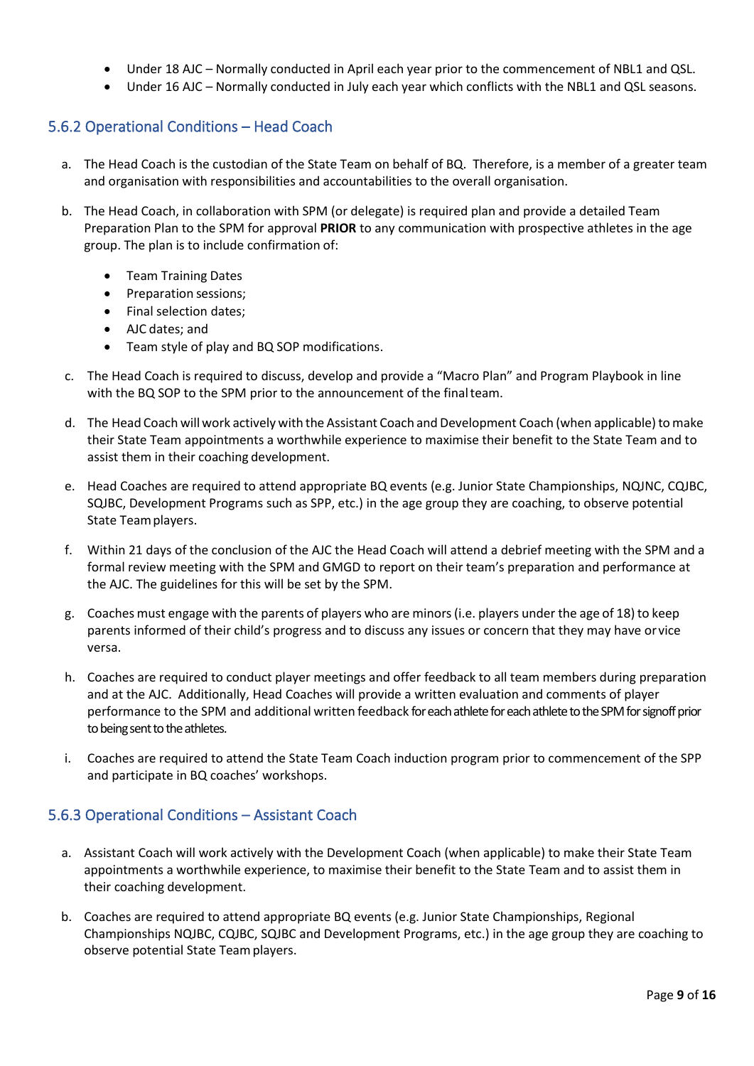- Under 18 AJC – Normally conducted in April each year prior to the commencement of NBL1 and QSL.
- Under 16 AJC – Normally conducted in July each year which conflicts with the NBL1 and QSL seasons.

### 5.6.2 Operational Conditions – Head Coach

a. The Head Coach is the custodian of the State Team on behalf of BQ. Therefore, is a member of a greater team and organisation with responsibilities and accountabilities to the overall organisation.

b. The Head Coach, in collaboration with SPM (or delegate) is required plan and provide a detailed Team Preparation Plan to the SPM for approval **PRIOR** to any communication with prospective athletes in the age group. The plan is to include confirmation of:

   - Team Training Dates
   - Preparation sessions;
   - Final selection dates;
   - AJC dates; and
   - Team style of play and BQ SOP modifications.

c. The Head Coach is required to discuss, develop and provide a "Macro Plan" and Program Playbook in line with the BQ SOP to the SPM prior to the announcement of the final team.

d. The Head Coach will work actively with the Assistant Coach and Development Coach (when applicable) to make their State Team appointments a worthwhile experience to maximise their benefit to the State Team and to assist them in their coaching development.

e. Head Coaches are required to attend appropriate BQ events (e.g. Junior State Championships, NQJNC, CQJBC, SQJBC, Development Programs such as SPP, etc.) in the age group they are coaching, to observe potential State Team players.

f. Within 21 days of the conclusion of the AJC the Head Coach will attend a debrief meeting with the SPM and a formal review meeting with the SPM and GMGD to report on their team's preparation and performance at the AJC. The guidelines for this will be set by the SPM.

g. Coaches must engage with the parents of players who are minors (i.e. players under the age of 18) to keep parents informed of their child's progress and to discuss any issues or concern that they may have or vice versa.

h. Coaches are required to conduct player meetings and offer feedback to all team members during preparation and at the AJC. Additionally, Head Coaches will provide a written evaluation and comments of player performance to the SPM and additional written feedback for each athlete for each athlete to the SPM for signoff prior to being sent to the athletes.

i. Coaches are required to attend the State Team Coach induction program prior to commencement of the SPP and participate in BQ coaches' workshops.

### 5.6.3 Operational Conditions – Assistant Coach

a. Assistant Coach will work actively with the Development Coach (when applicable) to make their State Team appointments a worthwhile experience, to maximise their benefit to the State Team and to assist them in their coaching development.

b. Coaches are required to attend appropriate BQ events (e.g. Junior State Championships, Regional Championships NQJBC, CQJBC, SQJBC and Development Programs, etc.) in the age group they are coaching to observe potential State Team players.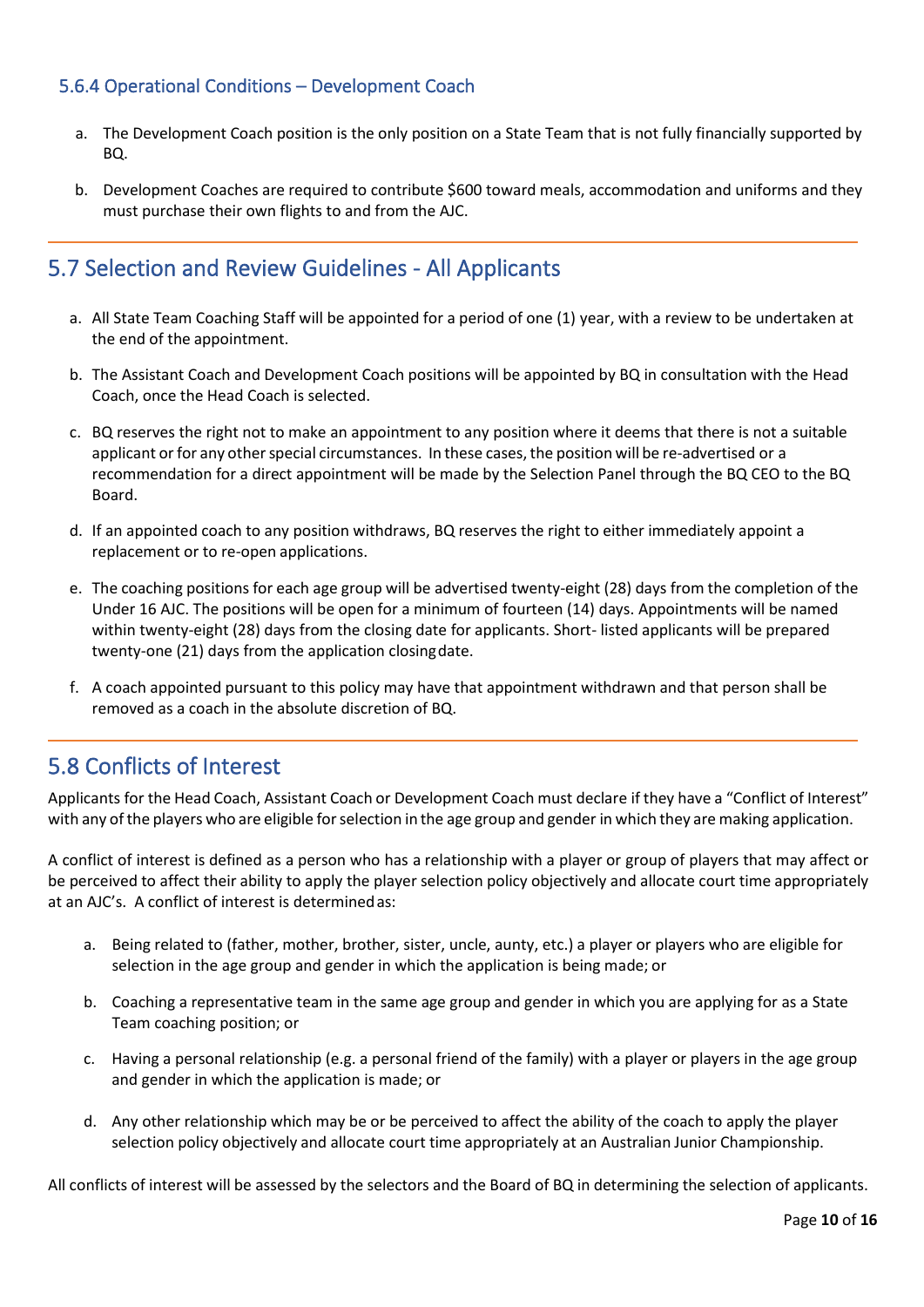### 5.6.4 Operational Conditions – Development Coach

a. The Development Coach position is the only position on a State Team that is not fully financially supported by BQ.

b. Development Coaches are required to contribute $600 toward meals, accommodation and uniforms and they must purchase their own flights to and from the AJC.

## 5.7 Selection and Review Guidelines - All Applicants

a. All State Team Coaching Staff will be appointed for a period of one (1) year, with a review to be undertaken at the end of the appointment.

b. The Assistant Coach and Development Coach positions will be appointed by BQ in consultation with the Head Coach, once the Head Coach is selected.

c. BQ reserves the right not to make an appointment to any position where it deems that there is not a suitable applicant or for any other special circumstances. In these cases, the position will be re-advertised or a recommendation for a direct appointment will be made by the Selection Panel through the BQ CEO to the BQ Board.

d. If an appointed coach to any position withdraws, BQ reserves the right to either immediately appoint a replacement or to re-open applications.

e. The coaching positions for each age group will be advertised twenty-eight (28) days from the completion of the Under 16 AJC. The positions will be open for a minimum of fourteen (14) days. Appointments will be named within twenty-eight (28) days from the closing date for applicants. Short- listed applicants will be prepared twenty-one (21) days from the application closing date.

f. A coach appointed pursuant to this policy may have that appointment withdrawn and that person shall be removed as a coach in the absolute discretion of BQ.

## 5.8 Conflicts of Interest

Applicants for the Head Coach, Assistant Coach or Development Coach must declare if they have a "Conflict of Interest" with any of the players who are eligible for selection in the age group and gender in which they are making application.

A conflict of interest is defined as a person who has a relationship with a player or group of players that may affect or be perceived to affect their ability to apply the player selection policy objectively and allocate court time appropriately at an AJC's. A conflict of interest is determined as:

a. Being related to (father, mother, brother, sister, uncle, aunty, etc.) a player or players who are eligible for selection in the age group and gender in which the application is being made; or

b. Coaching a representative team in the same age group and gender in which you are applying for as a State Team coaching position; or

c. Having a personal relationship (e.g. a personal friend of the family) with a player or players in the age group and gender in which the application is made; or

d. Any other relationship which may be or be perceived to affect the ability of the coach to apply the player selection policy objectively and allocate court time appropriately at an Australian Junior Championship.

All conflicts of interest will be assessed by the selectors and the Board of BQ in determining the selection of applicants.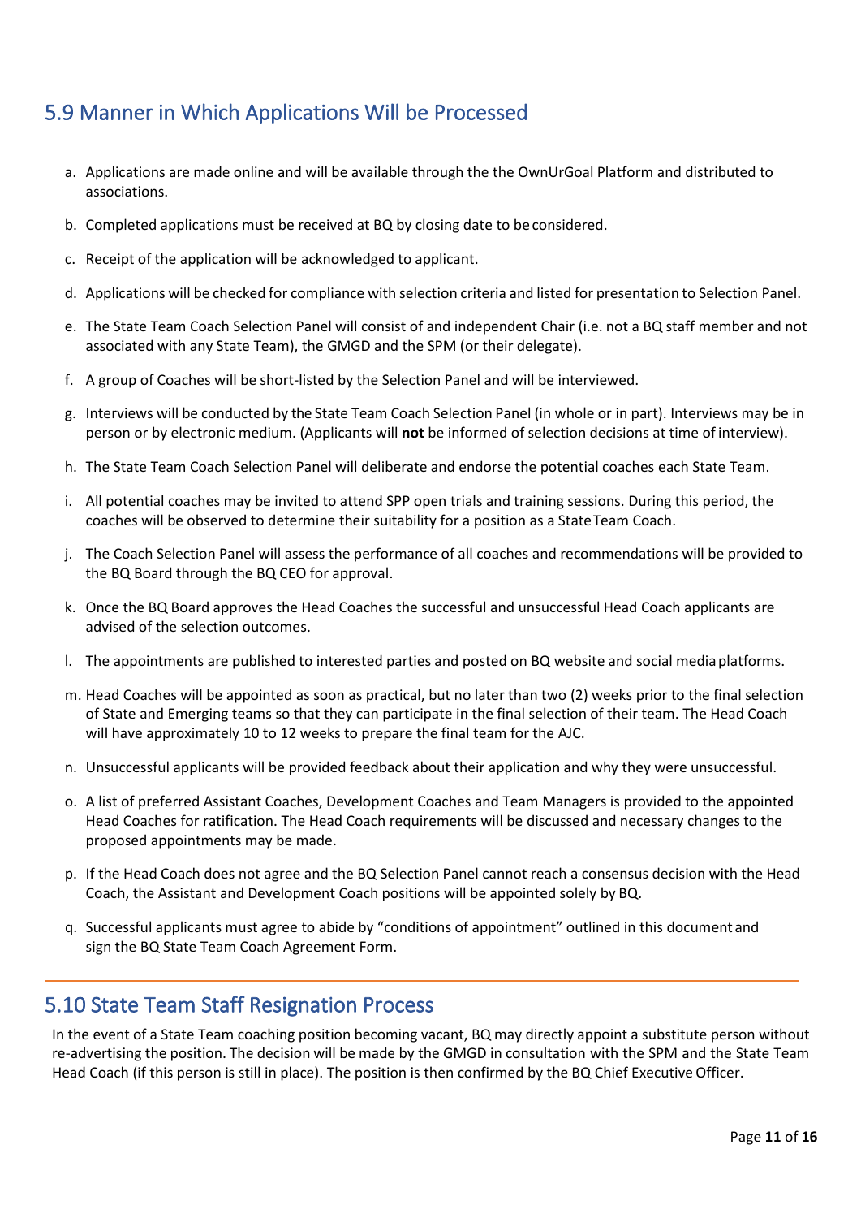## 5.9 Manner in Which Applications Will be Processed

a. Applications are made online and will be available through the the OwnUrGoal Platform and distributed to associations.

b. Completed applications must be received at BQ by closing date to be considered.

c. Receipt of the application will be acknowledged to applicant.

d. Applications will be checked for compliance with selection criteria and listed for presentation to Selection Panel.

e. The State Team Coach Selection Panel will consist of and independent Chair (i.e. not a BQ staff member and not associated with any State Team), the GMGD and the SPM (or their delegate).

f. A group of Coaches will be short-listed by the Selection Panel and will be interviewed.

g. Interviews will be conducted by the State Team Coach Selection Panel (in whole or in part). Interviews may be in person or by electronic medium. (Applicants will **not** be informed of selection decisions at time of interview).

h. The State Team Coach Selection Panel will deliberate and endorse the potential coaches each State Team.

i. All potential coaches may be invited to attend SPP open trials and training sessions. During this period, the coaches will be observed to determine their suitability for a position as a State Team Coach.

j. The Coach Selection Panel will assess the performance of all coaches and recommendations will be provided to the BQ Board through the BQ CEO for approval.

k. Once the BQ Board approves the Head Coaches the successful and unsuccessful Head Coach applicants are advised of the selection outcomes.

l. The appointments are published to interested parties and posted on BQ website and social media platforms.

m. Head Coaches will be appointed as soon as practical, but no later than two (2) weeks prior to the final selection of State and Emerging teams so that they can participate in the final selection of their team. The Head Coach will have approximately 10 to 12 weeks to prepare the final team for the AJC.

n. Unsuccessful applicants will be provided feedback about their application and why they were unsuccessful.

o. A list of preferred Assistant Coaches, Development Coaches and Team Managers is provided to the appointed Head Coaches for ratification. The Head Coach requirements will be discussed and necessary changes to the proposed appointments may be made.

p. If the Head Coach does not agree and the BQ Selection Panel cannot reach a consensus decision with the Head Coach, the Assistant and Development Coach positions will be appointed solely by BQ.

q. Successful applicants must agree to abide by "conditions of appointment" outlined in this document and sign the BQ State Team Coach Agreement Form.

## 5.10 State Team Staff Resignation Process

In the event of a State Team coaching position becoming vacant, BQ may directly appoint a substitute person without re-advertising the position. The decision will be made by the GMGD in consultation with the SPM and the State Team Head Coach (if this person is still in place). The position is then confirmed by the BQ Chief Executive Officer.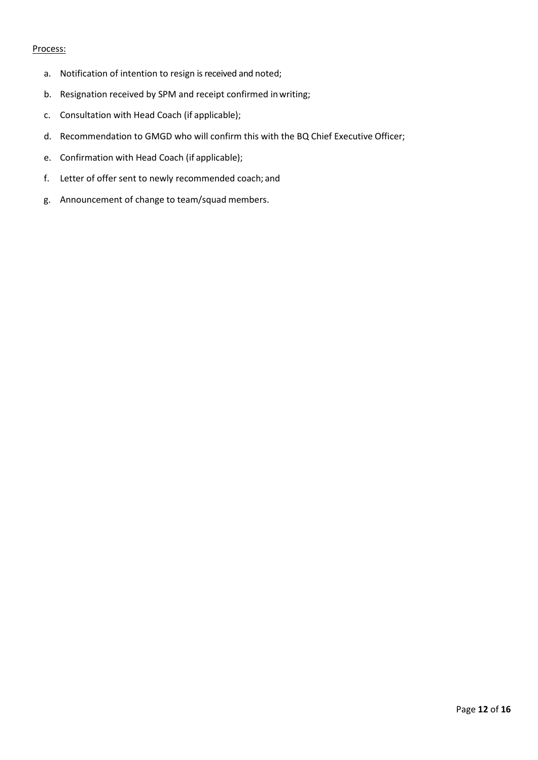<u>Process:</u>

a. Notification of intention to resign is received and noted;

b. Resignation received by SPM and receipt confirmed in writing;

c. Consultation with Head Coach (if applicable);

d. Recommendation to GMGD who will confirm this with the BQ Chief Executive Officer;

e. Confirmation with Head Coach (if applicable);

f. Letter of offer sent to newly recommended coach; and

g. Announcement of change to team/squad members.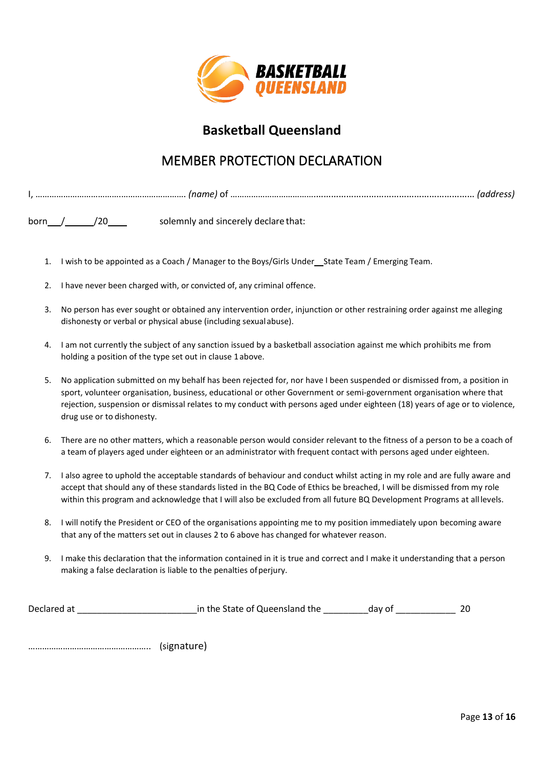# Basketball Queensland

## MEMBER PROTECTION DECLARATION

I, ……………………………………………………… *(name)* of ……………………………………………………………………………………. *(address)*

born\_\_\_/\_\_\_\_\_\_/20\_\_\_\_ solemnly and sincerely declare that:

1. I wish to be appointed as a Coach / Manager to the Boys/Girls Under\_\_State Team / Emerging Team.
2. I have never been charged with, or convicted of, any criminal offence.
3. No person has ever sought or obtained any intervention order, injunction or other restraining order against me alleging dishonesty or verbal or physical abuse (including sexual abuse).
4. I am not currently the subject of any sanction issued by a basketball association against me which prohibits me from holding a position of the type set out in clause 1 above.
5. No application submitted on my behalf has been rejected for, nor have I been suspended or dismissed from, a position in sport, volunteer organisation, business, educational or other Government or semi-government organisation where that rejection, suspension or dismissal relates to my conduct with persons aged under eighteen (18) years of age or to violence, drug use or to dishonesty.
6. There are no other matters, which a reasonable person would consider relevant to the fitness of a person to be a coach of a team of players aged under eighteen or an administrator with frequent contact with persons aged under eighteen.
7. I also agree to uphold the acceptable standards of behaviour and conduct whilst acting in my role and are fully aware and accept that should any of these standards listed in the BQ Code of Ethics be breached, I will be dismissed from my role within this program and acknowledge that I will also be excluded from all future BQ Development Programs at all levels.
8. I will notify the President or CEO of the organisations appointing me to my position immediately upon becoming aware that any of the matters set out in clauses 2 to 6 above has changed for whatever reason.
9. I make this declaration that the information contained in it is true and correct and I make it understanding that a person making a false declaration is liable to the penalties of perjury.

Declared at \_\_\_\_\_\_\_\_\_\_\_\_\_\_\_\_\_\_\_\_\_\_\_\_in the State of Queensland the \_\_\_\_\_\_\_\_\_day of \_\_\_\_\_\_\_\_\_\_\_\_ 20

…………………………………………….. (signature)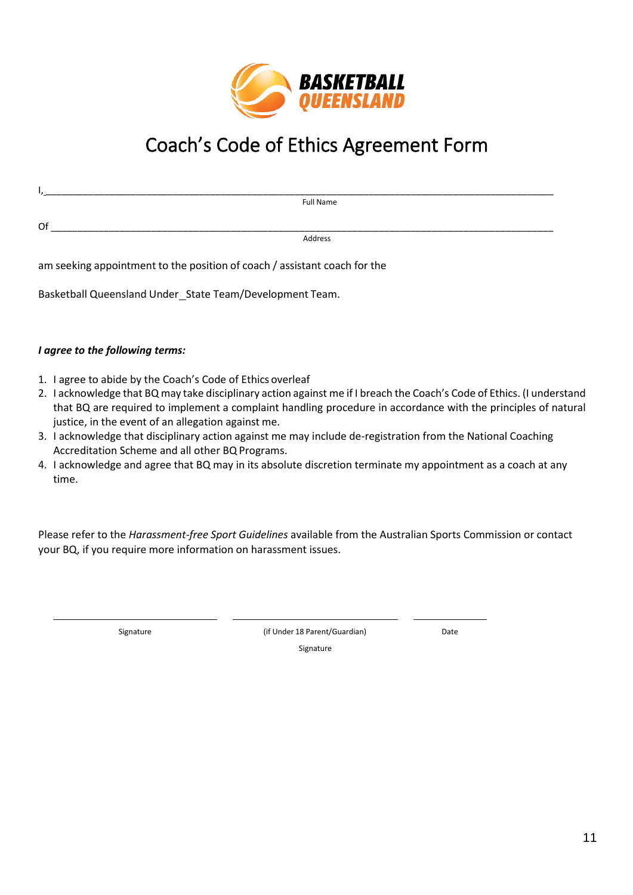# Coach's Code of Ethics Agreement Form

I,\_\_\_\_\_\_\_\_\_\_\_\_\_\_\_\_\_\_\_\_\_\_\_\_\_\_\_\_\_\_\_\_\_\_\_\_\_\_\_\_\_\_\_\_\_\_\_\_\_\_\_\_\_\_\_\_\_\_\_\_\_\_\_\_\_\_\_\_\_\_\_\_\_\_\_\_\_\_\_\_\_\_

Full Name

Of \_\_\_\_\_\_\_\_\_\_\_\_\_\_\_\_\_\_\_\_\_\_\_\_\_\_\_\_\_\_\_\_\_\_\_\_\_\_\_\_\_\_\_\_\_\_\_\_\_\_\_\_\_\_\_\_\_\_\_\_\_\_\_\_\_\_\_\_\_\_\_\_\_\_\_\_\_\_\_\_\_\_

Address

am seeking appointment to the position of coach / assistant coach for the

Basketball Queensland Under_State Team/Development Team.

***I agree to the following terms:***

1. I agree to abide by the Coach's Code of Ethics overleaf
2. I acknowledge that BQ may take disciplinary action against me if I breach the Coach's Code of Ethics. (I understand that BQ are required to implement a complaint handling procedure in accordance with the principles of natural justice, in the event of an allegation against me.
3. I acknowledge that disciplinary action against me may include de-registration from the National Coaching Accreditation Scheme and all other BQ Programs.
4. I acknowledge and agree that BQ may in its absolute discretion terminate my appointment as a coach at any time.

Please refer to the *Harassment-free Sport Guidelines* available from the Australian Sports Commission or contact your BQ, if you require more information on harassment issues.

| \_\_\_\_\_\_\_\_\_\_\_\_\_\_\_\_\_\_\_\_ | \_\_\_\_\_\_\_\_\_\_\_\_\_\_\_\_\_\_\_\_ | \_\_\_\_\_\_\_\_\_\_ |
|---|---|---|
| Signature | (if Under 18 Parent/Guardian) Signature | Date |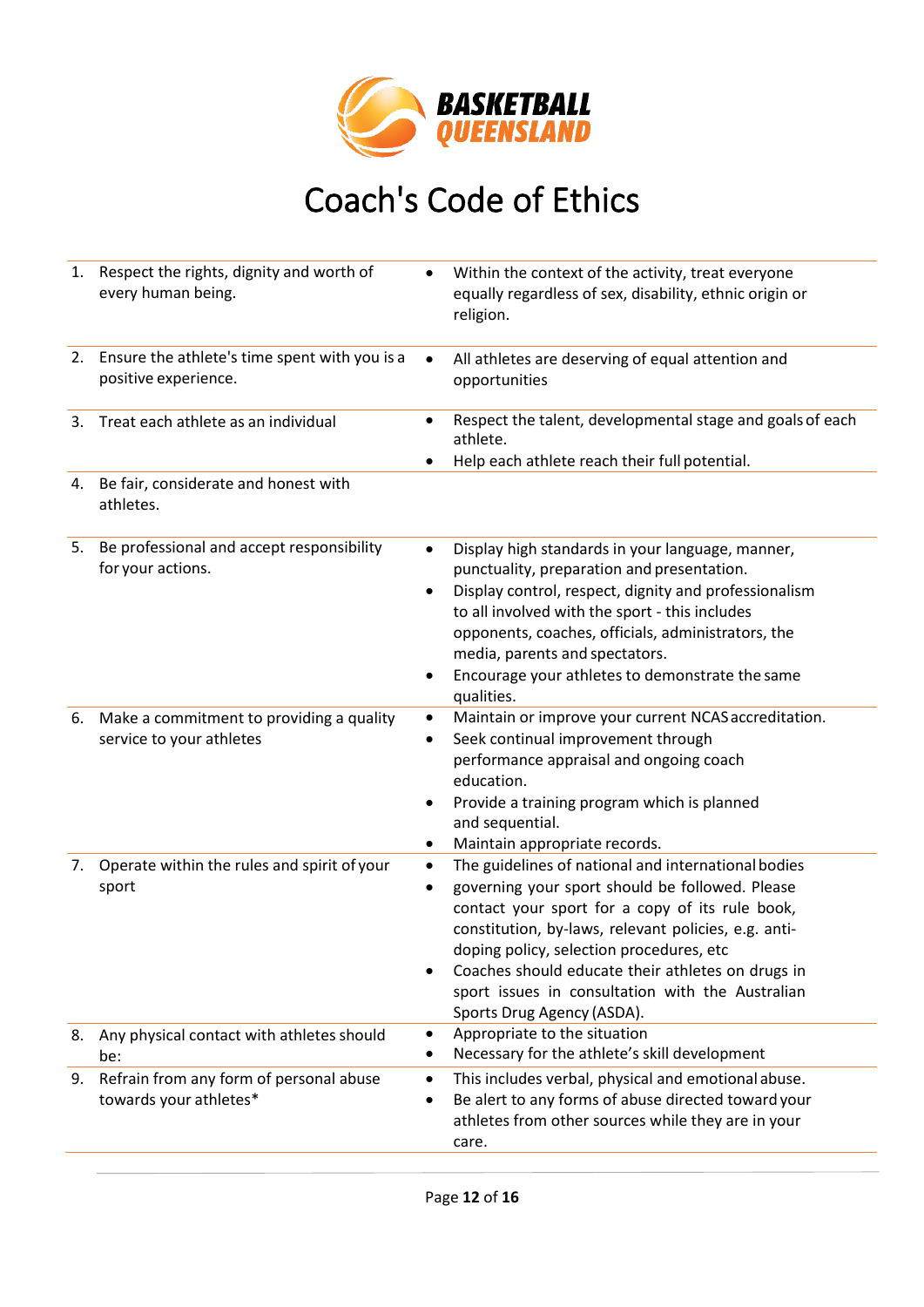BASKETBALL QUEENSLAND

# Coach's Code of Ethics

| | |
|---|---|
| 1. Respect the rights, dignity and worth of every human being. | • Within the context of the activity, treat everyone equally regardless of sex, disability, ethnic origin or religion. |
| 2. Ensure the athlete's time spent with you is a positive experience. | • All athletes are deserving of equal attention and opportunities |
| 3. Treat each athlete as an individual | • Respect the talent, developmental stage and goals of each athlete.<br>• Help each athlete reach their full potential. |
| 4. Be fair, considerate and honest with athletes. | |
| 5. Be professional and accept responsibility for your actions. | • Display high standards in your language, manner, punctuality, preparation and presentation.<br>• Display control, respect, dignity and professionalism to all involved with the sport - this includes opponents, coaches, officials, administrators, the media, parents and spectators.<br>• Encourage your athletes to demonstrate the same qualities. |
| 6. Make a commitment to providing a quality service to your athletes | • Maintain or improve your current NCAS accreditation.<br>• Seek continual improvement through performance appraisal and ongoing coach education.<br>• Provide a training program which is planned and sequential.<br>• Maintain appropriate records. |
| 7. Operate within the rules and spirit of your sport | • The guidelines of national and international bodies<br>• governing your sport should be followed. Please contact your sport for a copy of its rule book, constitution, by-laws, relevant policies, e.g. anti-doping policy, selection procedures, etc<br>• Coaches should educate their athletes on drugs in sport issues in consultation with the Australian Sports Drug Agency (ASDA). |
| 8. Any physical contact with athletes should be: | • Appropriate to the situation<br>• Necessary for the athlete's skill development |
| 9. Refrain from any form of personal abuse towards your athletes* | • This includes verbal, physical and emotional abuse.<br>• Be alert to any forms of abuse directed toward your athletes from other sources while they are in your care. |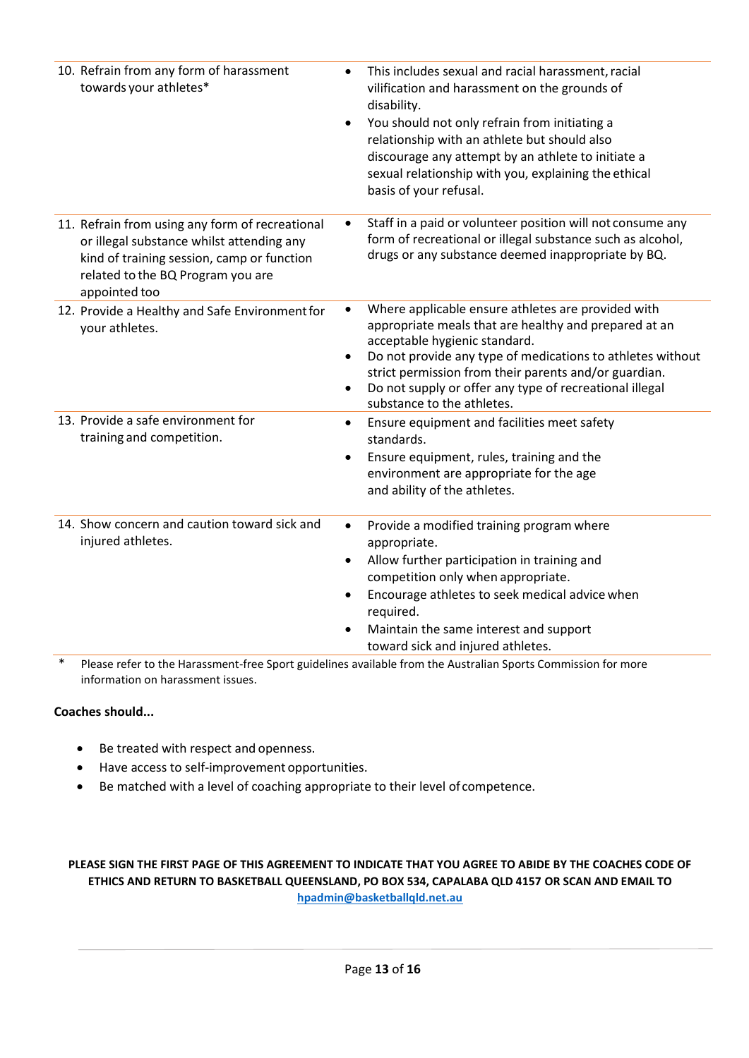| | |
|---|---|
| 10. Refrain from any form of harassment towards your athletes* | • This includes sexual and racial harassment, racial vilification and harassment on the grounds of disability.<br>• You should not only refrain from initiating a relationship with an athlete but should also discourage any attempt by an athlete to initiate a sexual relationship with you, explaining the ethical basis of your refusal. |
| 11. Refrain from using any form of recreational or illegal substance whilst attending any kind of training session, camp or function related to the BQ Program you are appointed too | • Staff in a paid or volunteer position will not consume any form of recreational or illegal substance such as alcohol, drugs or any substance deemed inappropriate by BQ. |
| 12. Provide a Healthy and Safe Environment for your athletes. | • Where applicable ensure athletes are provided with appropriate meals that are healthy and prepared at an acceptable hygienic standard.<br>• Do not provide any type of medications to athletes without strict permission from their parents and/or guardian.<br>• Do not supply or offer any type of recreational illegal substance to the athletes. |
| 13. Provide a safe environment for training and competition. | • Ensure equipment and facilities meet safety standards.<br>• Ensure equipment, rules, training and the environment are appropriate for the age and ability of the athletes. |
| 14. Show concern and caution toward sick and injured athletes. | • Provide a modified training program where appropriate.<br>• Allow further participation in training and competition only when appropriate.<br>• Encourage athletes to seek medical advice when required.<br>• Maintain the same interest and support toward sick and injured athletes. |

* Please refer to the Harassment-free Sport guidelines available from the Australian Sports Commission for more information on harassment issues.

**Coaches should...**

- Be treated with respect and openness.
- Have access to self-improvement opportunities.
- Be matched with a level of coaching appropriate to their level of competence.

**PLEASE SIGN THE FIRST PAGE OF THIS AGREEMENT TO INDICATE THAT YOU AGREE TO ABIDE BY THE COACHES CODE OF ETHICS AND RETURN TO BASKETBALL QUEENSLAND, PO BOX 534, CAPALABA QLD 4157 OR SCAN AND EMAIL TO hpadmin@basketballqld.net.au**